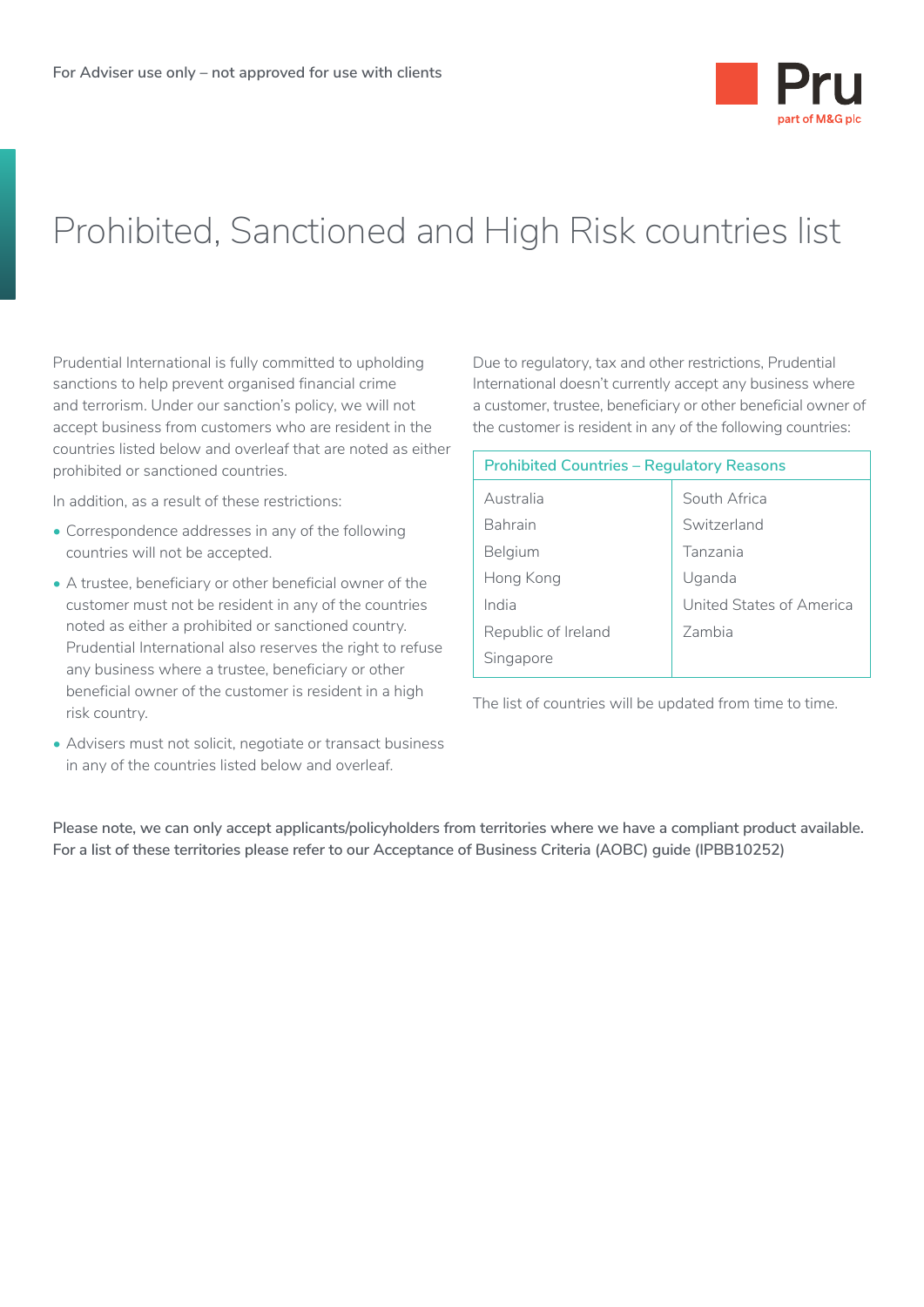For Adviser use only – not approved for use with clients

# Prohibited, Sanctioned and High Risk countries list

Prudential International is fully committed to upholding sanctions to help prevent organised financial crime and terrorism. Under our sanction's policy, we will not accept business from customers who are resident in the countries listed below and overleaf that are noted as either prohibited or sanctioned countries.

In addition, as a result of these restrictions:

- Correspondence addresses in any of the following countries will not be accepted.
- A trustee, beneficiary or other beneficial owner of the customer must not be resident in any of the countries noted as either a prohibited or sanctioned country. Prudential International also reserves the right to refuse any business where a trustee, beneficiary or other beneficial owner of the customer is resident in a high risk country.
- Advisers must not solicit, negotiate or transact business in any of the countries listed below and overleaf.

Due to regulatory, tax and other restrictions, Prudential International doesn't currently accept any business where a customer, trustee, beneficiary or other beneficial owner of the customer is resident in any of the following countries:

| Prohibited Countries – Regulatory Reasons | |
|---|---|
| Australia | South Africa |
| Bahrain | Switzerland |
| Belgium | Tanzania |
| Hong Kong | Uganda |
| India | United States of America |
| Republic of Ireland | Zambia |
| Singapore | |

The list of countries will be updated from time to time.

**Please note, we can only accept applicants/policyholders from territories where we have a compliant product available. For a list of these territories please refer to our Acceptance of Business Criteria (AOBC) guide (IPBB10252)**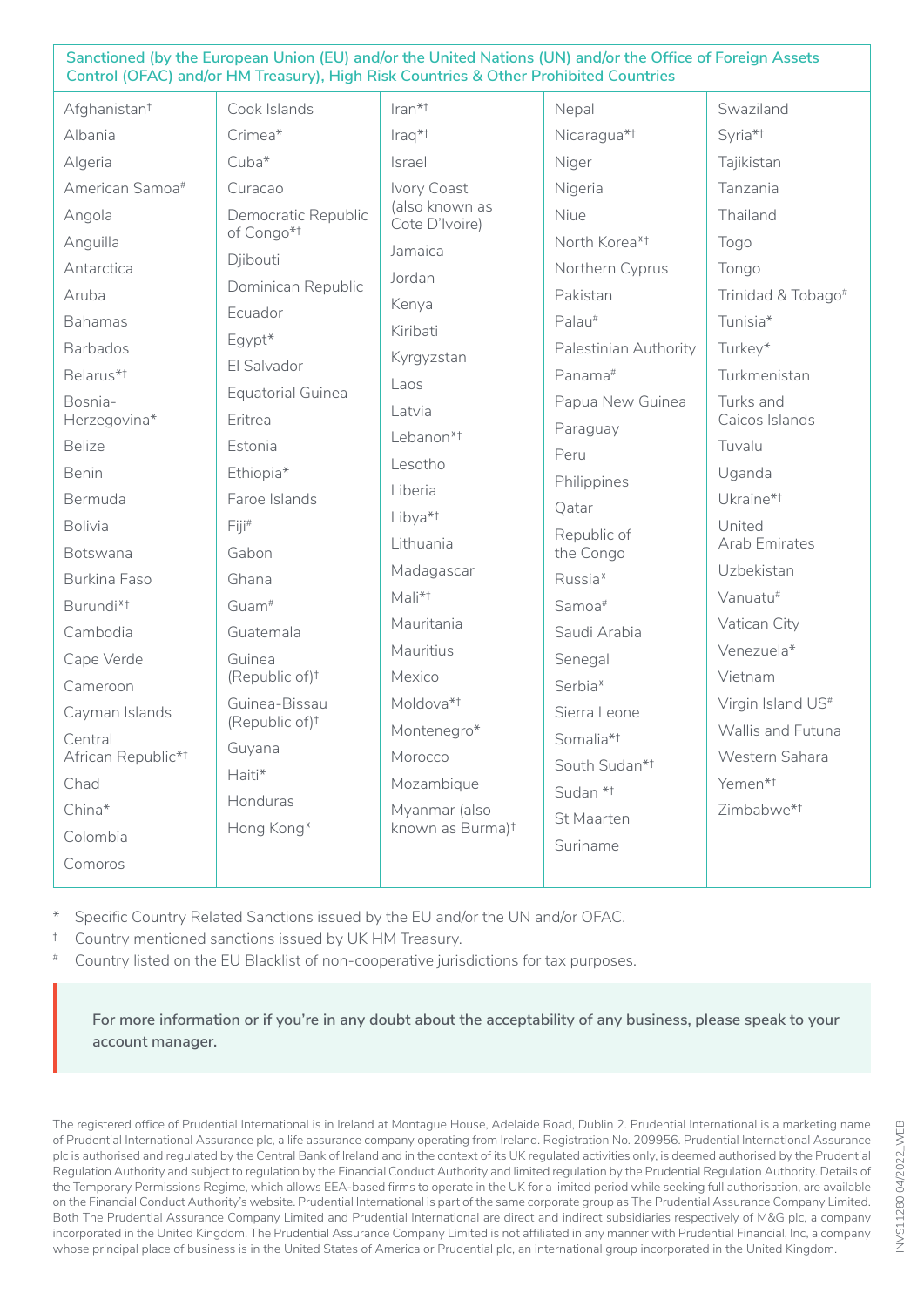**Sanctioned (by the European Union (EU) and/or the United Nations (UN) and/or the Office of Foreign Assets Control (OFAC) and/or HM Treasury), High Risk Countries & Other Prohibited Countries**

| | | | | |
|---|---|---|---|---|
| Afghanistan† | Cook Islands | Iran*† | Nepal | Swaziland |
| Albania | Crimea* | Iraq*† | Nicaragua*† | Syria*† |
| Algeria | Cuba* | Israel | Niger | Tajikistan |
| American Samoa# | Curacao | Ivory Coast (also known as Cote D'Ivoire) | Nigeria | Tanzania |
| Angola | Democratic Republic of Congo*† | Jamaica | Niue | Thailand |
| Anguilla | Djibouti | Jordan | North Korea*† | Togo |
| Antarctica | Dominican Republic | Kenya | Northern Cyprus | Tongo |
| Aruba | Ecuador | Kiribati | Pakistan | Trinidad & Tobago# |
| Bahamas | Egypt* | Kyrgyzstan | Palau# | Tunisia* |
| Barbados | El Salvador | Laos | Palestinian Authority | Turkey* |
| Belarus*† | Equatorial Guinea | Latvia | Panama# | Turkmenistan |
| Bosnia-Herzegovina* | Eritrea | Lebanon*† | Papua New Guinea | Turks and Caicos Islands |
| Belize | Estonia | Lesotho | Paraguay | Tuvalu |
| Benin | Ethiopia* | Liberia | Peru | Uganda |
| Bermuda | Faroe Islands | Libya*† | Philippines | Ukraine*† |
| Bolivia | Fiji# | Lithuania | Qatar | United Arab Emirates |
| Botswana | Gabon | Madagascar | Republic of the Congo | Uzbekistan |
| Burkina Faso | Ghana | Mali*† | Russia* | Vanuatu# |
| Burundi*† | Guam# | Mauritania | Samoa# | Vatican City |
| Cambodia | Guatemala | Mauritius | Saudi Arabia | Venezuela* |
| Cape Verde | Guinea (Republic of)† | Mexico | Senegal | Vietnam |
| Cameroon | Guinea-Bissau (Republic of)† | Moldova*† | Serbia* | Virgin Island US# |
| Cayman Islands | Guyana | Montenegro* | Sierra Leone | Wallis and Futuna |
| Central African Republic*† | Haiti* | Morocco | Somalia*† | Western Sahara |
| Chad | Honduras | Mozambique | South Sudan*† | Yemen*† |
| China* | Hong Kong* | Myanmar (also known as Burma)† | Sudan *† | Zimbabwe*† |
| Colombia | | | St Maarten | |
| Comoros | | | Suriname | |

\* Specific Country Related Sanctions issued by the EU and/or the UN and/or OFAC.

† Country mentioned sanctions issued by UK HM Treasury.

\# Country listed on the EU Blacklist of non-cooperative jurisdictions for tax purposes.

**For more information or if you're in any doubt about the acceptability of any business, please speak to your account manager.**

The registered office of Prudential International is in Ireland at Montague House, Adelaide Road, Dublin 2. Prudential International is a marketing name of Prudential International Assurance plc, a life assurance company operating from Ireland. Registration No. 209956. Prudential International Assurance plc is authorised and regulated by the Central Bank of Ireland and in the context of its UK regulated activities only, is deemed authorised by the Prudential Regulation Authority and subject to regulation by the Financial Conduct Authority and limited regulation by the Prudential Regulation Authority. Details of the Temporary Permissions Regime, which allows EEA-based firms to operate in the UK for a limited period while seeking full authorisation, are available on the Financial Conduct Authority's website. Prudential International is part of the same corporate group as The Prudential Assurance Company Limited. Both The Prudential Assurance Company Limited and Prudential International are direct and indirect subsidiaries respectively of M&G plc, a company incorporated in the United Kingdom. The Prudential Assurance Company Limited is not affiliated in any manner with Prudential Financial, Inc, a company whose principal place of business is in the United States of America or Prudential plc, an international group incorporated in the United Kingdom.

INVS11280 04/2022_WEB